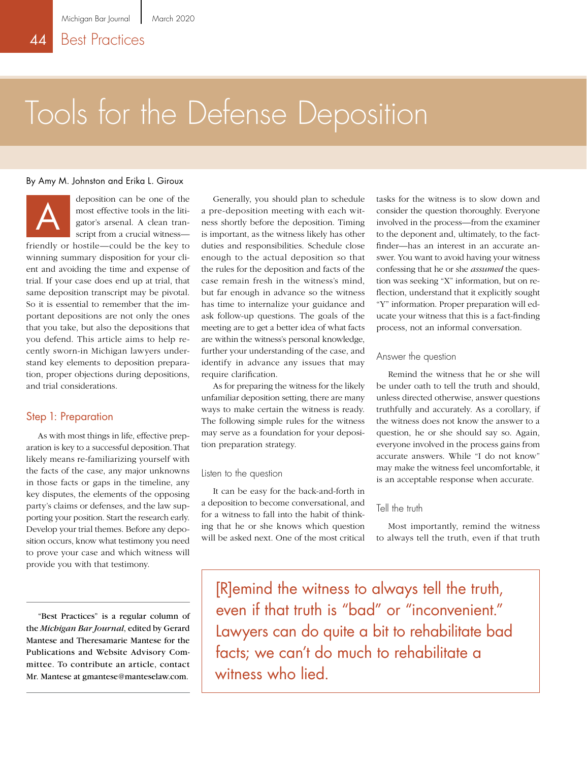# Tools for the Defense Deposition

By Amy M. Johnston and Erika L. Giroux

A deposition can be one of the most effective tools in the litigator's arsenal. A clean transcript from a crucial witness—friendly or hostile—could be the key to winning summary disposition for your client and avoiding the time and expense of trial. If your case does end up at trial, that same deposition transcript may be pivotal. So it is essential to remember that the important depositions are not only the ones that you take, but also the depositions that you defend. This article aims to help recently sworn-in Michigan lawyers understand key elements to deposition preparation, proper objections during depositions, and trial considerations.

## Step 1: Preparation

As with most things in life, effective preparation is key to a successful deposition. That likely means re-familiarizing yourself with the facts of the case, any major unknowns in those facts or gaps in the timeline, any key disputes, the elements of the opposing party's claims or defenses, and the law supporting your position. Start the research early. Develop your trial themes. Before any deposition occurs, know what testimony you need to prove your case and which witness will provide you with that testimony.

Generally, you should plan to schedule a pre-deposition meeting with each witness shortly before the deposition. Timing is important, as the witness likely has other duties and responsibilities. Schedule close enough to the actual deposition so that the rules for the deposition and facts of the case remain fresh in the witness's mind, but far enough in advance so the witness has time to internalize your guidance and ask follow-up questions. The goals of the meeting are to get a better idea of what facts are within the witness's personal knowledge, further your understanding of the case, and identify in advance any issues that may require clarification.

As for preparing the witness for the likely unfamiliar deposition setting, there are many ways to make certain the witness is ready. The following simple rules for the witness may serve as a foundation for your deposition preparation strategy.

### Listen to the question

It can be easy for the back-and-forth in a deposition to become conversational, and for a witness to fall into the habit of thinking that he or she knows which question will be asked next. One of the most critical tasks for the witness is to slow down and consider the question thoroughly. Everyone involved in the process—from the examiner to the deponent and, ultimately, to the fact-finder—has an interest in an accurate answer. You want to avoid having your witness confessing that he or she *assumed* the question was seeking "X" information, but on reflection, understand that it explicitly sought "Y" information. Proper preparation will educate your witness that this is a fact-finding process, not an informal conversation.

### Answer the question

Remind the witness that he or she will be under oath to tell the truth and should, unless directed otherwise, answer questions truthfully and accurately. As a corollary, if the witness does not know the answer to a question, he or she should say so. Again, everyone involved in the process gains from accurate answers. While "I do not know" may make the witness feel uncomfortable, it is an acceptable response when accurate.

### Tell the truth

Most importantly, remind the witness to always tell the truth, even if that truth

> [R]emind the witness to always tell the truth, even if that truth is "bad" or "inconvenient." Lawyers can do quite a bit to rehabilitate bad facts; we can't do much to rehabilitate a witness who lied.

**"Best Practices" is a regular column of the *Michigan Bar Journal*, edited by Gerard Mantese and Theresamarie Mantese for the Publications and Website Advisory Committee. To contribute an article, contact Mr. Mantese at gmantese@manteselaw.com.**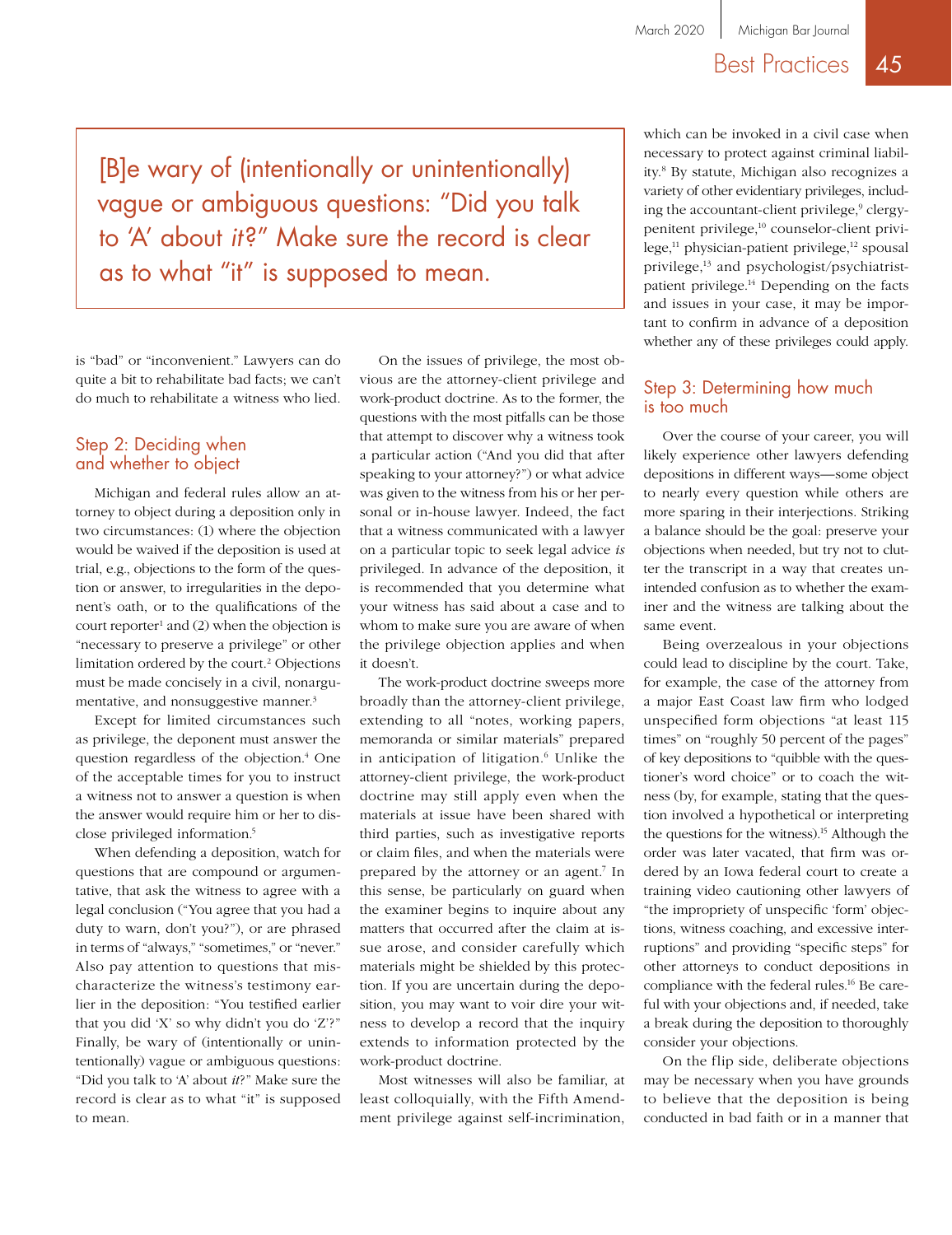> [B]e wary of (intentionally or unintentionally) vague or ambiguous questions: "Did you talk to 'A' about *it*?" Make sure the record is clear as to what "it" is supposed to mean.

is "bad" or "inconvenient." Lawyers can do quite a bit to rehabilitate bad facts; we can't do much to rehabilitate a witness who lied.

## Step 2: Deciding when and whether to object

Michigan and federal rules allow an attorney to object during a deposition only in two circumstances: (1) where the objection would be waived if the deposition is used at trial, e.g., objections to the form of the question or answer, to irregularities in the deponent's oath, or to the qualifications of the court reporter[1] and (2) when the objection is "necessary to preserve a privilege" or other limitation ordered by the court.[2] Objections must be made concisely in a civil, nonargumentative, and nonsuggestive manner.[3]

Except for limited circumstances such as privilege, the deponent must answer the question regardless of the objection.[4] One of the acceptable times for you to instruct a witness not to answer a question is when the answer would require him or her to disclose privileged information.[5]

When defending a deposition, watch for questions that are compound or argumentative, that ask the witness to agree with a legal conclusion ("You agree that you had a duty to warn, don't you?"), or are phrased in terms of "always," "sometimes," or "never." Also pay attention to questions that mischaracterize the witness's testimony earlier in the deposition: "You testified earlier that you did 'X' so why didn't you do 'Z'?" Finally, be wary of (intentionally or unintentionally) vague or ambiguous questions: "Did you talk to 'A' about *it*?" Make sure the record is clear as to what "it" is supposed to mean.

On the issues of privilege, the most obvious are the attorney-client privilege and work-product doctrine. As to the former, the questions with the most pitfalls can be those that attempt to discover why a witness took a particular action ("And you did that after speaking to your attorney?") or what advice was given to the witness from his or her personal or in-house lawyer. Indeed, the fact that a witness communicated with a lawyer on a particular topic to seek legal advice *is* privileged. In advance of the deposition, it is recommended that you determine what your witness has said about a case and to whom to make sure you are aware of when the privilege objection applies and when it doesn't.

The work-product doctrine sweeps more broadly than the attorney-client privilege, extending to all "notes, working papers, memoranda or similar materials" prepared in anticipation of litigation.[6] Unlike the attorney-client privilege, the work-product doctrine may still apply even when the materials at issue have been shared with third parties, such as investigative reports or claim files, and when the materials were prepared by the attorney or an agent.[7] In this sense, be particularly on guard when the examiner begins to inquire about any matters that occurred after the claim at issue arose, and consider carefully which materials might be shielded by this protection. If you are uncertain during the deposition, you may want to voir dire your witness to develop a record that the inquiry extends to information protected by the work-product doctrine.

Most witnesses will also be familiar, at least colloquially, with the Fifth Amendment privilege against self-incrimination, which can be invoked in a civil case when necessary to protect against criminal liability.[8] By statute, Michigan also recognizes a variety of other evidentiary privileges, including the accountant-client privilege,[9] clergy-penitent privilege,[10] counselor-client privilege,[11] physician-patient privilege,[12] spousal privilege,[13] and psychologist/psychiatrist-patient privilege.[14] Depending on the facts and issues in your case, it may be important to confirm in advance of a deposition whether any of these privileges could apply.

## Step 3: Determining how much is too much

Over the course of your career, you will likely experience other lawyers defending depositions in different ways—some object to nearly every question while others are more sparing in their interjections. Striking a balance should be the goal: preserve your objections when needed, but try not to clutter the transcript in a way that creates unintended confusion as to whether the examiner and the witness are talking about the same event.

Being overzealous in your objections could lead to discipline by the court. Take, for example, the case of the attorney from a major East Coast law firm who lodged unspecified form objections "at least 115 times" on "roughly 50 percent of the pages" of key depositions to "quibble with the questioner's word choice" or to coach the witness (by, for example, stating that the question involved a hypothetical or interpreting the questions for the witness).[15] Although the order was later vacated, that firm was ordered by an Iowa federal court to create a training video cautioning other lawyers of "the impropriety of unspecific 'form' objections, witness coaching, and excessive interruptions" and providing "specific steps" for other attorneys to conduct depositions in compliance with the federal rules.[16] Be careful with your objections and, if needed, take a break during the deposition to thoroughly consider your objections.

On the flip side, deliberate objections may be necessary when you have grounds to believe that the deposition is being conducted in bad faith or in a manner that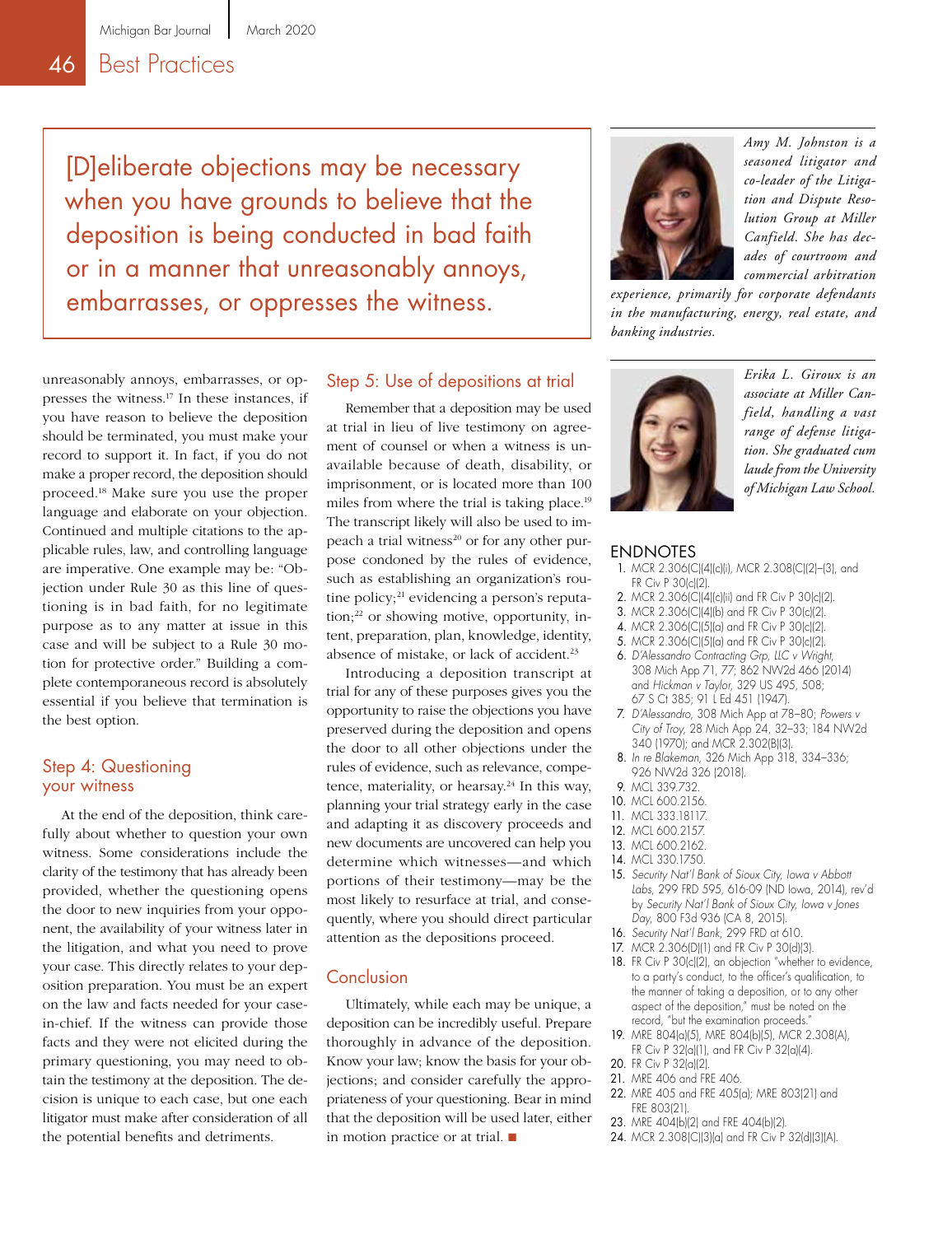> [D]eliberate objections may be necessary when you have grounds to believe that the deposition is being conducted in bad faith or in a manner that unreasonably annoys, embarrasses, or oppresses the witness.

unreasonably annoys, embarrasses, or oppresses the witness.[17] In these instances, if you have reason to believe the deposition should be terminated, you must make your record to support it. In fact, if you do not make a proper record, the deposition should proceed.[18] Make sure you use the proper language and elaborate on your objection. Continued and multiple citations to the applicable rules, law, and controlling language are imperative. One example may be: "Objection under Rule 30 as this line of questioning is in bad faith, for no legitimate purpose as to any matter at issue in this case and will be subject to a Rule 30 motion for protective order." Building a complete contemporaneous record is absolutely essential if you believe that termination is the best option.

## Step 4: Questioning your witness

At the end of the deposition, think carefully about whether to question your own witness. Some considerations include the clarity of the testimony that has already been provided, whether the questioning opens the door to new inquiries from your opponent, the availability of your witness later in the litigation, and what you need to prove your case. This directly relates to your deposition preparation. You must be an expert on the law and facts needed for your case-in-chief. If the witness can provide those facts and they were not elicited during the primary questioning, you may need to obtain the testimony at the deposition. The decision is unique to each case, but one each litigator must make after consideration of all the potential benefits and detriments.

## Step 5: Use of depositions at trial

Remember that a deposition may be used at trial in lieu of live testimony on agreement of counsel or when a witness is unavailable because of death, disability, or imprisonment, or is located more than 100 miles from where the trial is taking place.[19] The transcript likely will also be used to impeach a trial witness[20] or for any other purpose condoned by the rules of evidence, such as establishing an organization's routine policy;[21] evidencing a person's reputation;[22] or showing motive, opportunity, intent, preparation, plan, knowledge, identity, absence of mistake, or lack of accident.[23]

Introducing a deposition transcript at trial for any of these purposes gives you the opportunity to raise the objections you have preserved during the deposition and opens the door to all other objections under the rules of evidence, such as relevance, competence, materiality, or hearsay.[24] In this way, planning your trial strategy early in the case and adapting it as discovery proceeds and new documents are uncovered can help you determine which witnesses—and which portions of their testimony—may be the most likely to resurface at trial, and consequently, where you should direct particular attention as the depositions proceed.

## Conclusion

Ultimately, while each may be unique, a deposition can be incredibly useful. Prepare thoroughly in advance of the deposition. Know your law; know the basis for your objections; and consider carefully the appropriateness of your questioning. Bear in mind that the deposition will be used later, either in motion practice or at trial. ■

*Amy M. Johnston is a seasoned litigator and co-leader of the Litigation and Dispute Resolution Group at Miller Canfield. She has decades of courtroom and commercial arbitration experience, primarily for corporate defendants in the manufacturing, energy, real estate, and banking industries.*

*Erika L. Giroux is an associate at Miller Canfield, handling a vast range of defense litigation. She graduated cum laude from the University of Michigan Law School.*

## ENDNOTES

1. MCR 2.306(C)(4)(c)(i), MCR 2.308(C)(2)–(3), and FR Civ P 30(c)(2).
2. MCR 2.306(C)(4)(c)(ii) and FR Civ P 30(c)(2).
3. MCR 2.306(C)(4)(b) and FR Civ P 30(c)(2).
4. MCR 2.306(C)(5)(a) and FR Civ P 30(c)(2).
5. MCR 2.306(C)(5)(a) and FR Civ P 30(c)(2).
6. *D'Alessandro Contracting Grp, LLC v Wright,* 308 Mich App 71, 77; 862 NW2d 466 (2014) and *Hickman v Taylor,* 329 US 495, 508; 67 S Ct 385; 91 L Ed 451 (1947).
7. *D'Alessandro,* 308 Mich App at 78–80; *Powers v City of Troy,* 28 Mich App 24, 32–33; 184 NW2d 340 (1970); and MCR 2.302(B)(3).
8. *In re Blakeman,* 326 Mich App 318, 334–336; 926 NW2d 326 (2018).
9. MCL 339.732.
10. MCL 600.2156.
11. MCL 333.18117.
12. MCL 600.2157.
13. MCL 600.2162.
14. MCL 330.1750.
15. *Security Nat'l Bank of Sioux City, Iowa v Abbott Labs,* 299 FRD 595, 616-09 (ND Iowa, 2014), rev'd by *Security Nat'l Bank of Sioux City, Iowa v Jones Day,* 800 F3d 936 (CA 8, 2015).
16. *Security Nat'l Bank,* 299 FRD at 610.
17. MCR 2.306(D)(1) and FR Civ P 30(d)(3).
18. FR Civ P 30(c)(2), an objection "whether to evidence, to a party's conduct, to the officer's qualification, to the manner of taking a deposition, or to any other aspect of the deposition," must be noted on the record, "but the examination proceeds."
19. MRE 804(a)(5), MRE 804(b)(5), MCR 2.308(A), FR Civ P 32(a)(1), and FR Civ P 32(a)(4).
20. FR Civ P 32(a)(2).
21. MRE 406 and FRE 406.
22. MRE 405 and FRE 405(a); MRE 803(21) and FRE 803(21).
23. MRE 404(b)(2) and FRE 404(b)(2).
24. MCR 2.308(C)(3)(a) and FR Civ P 32(d)(3)(A).